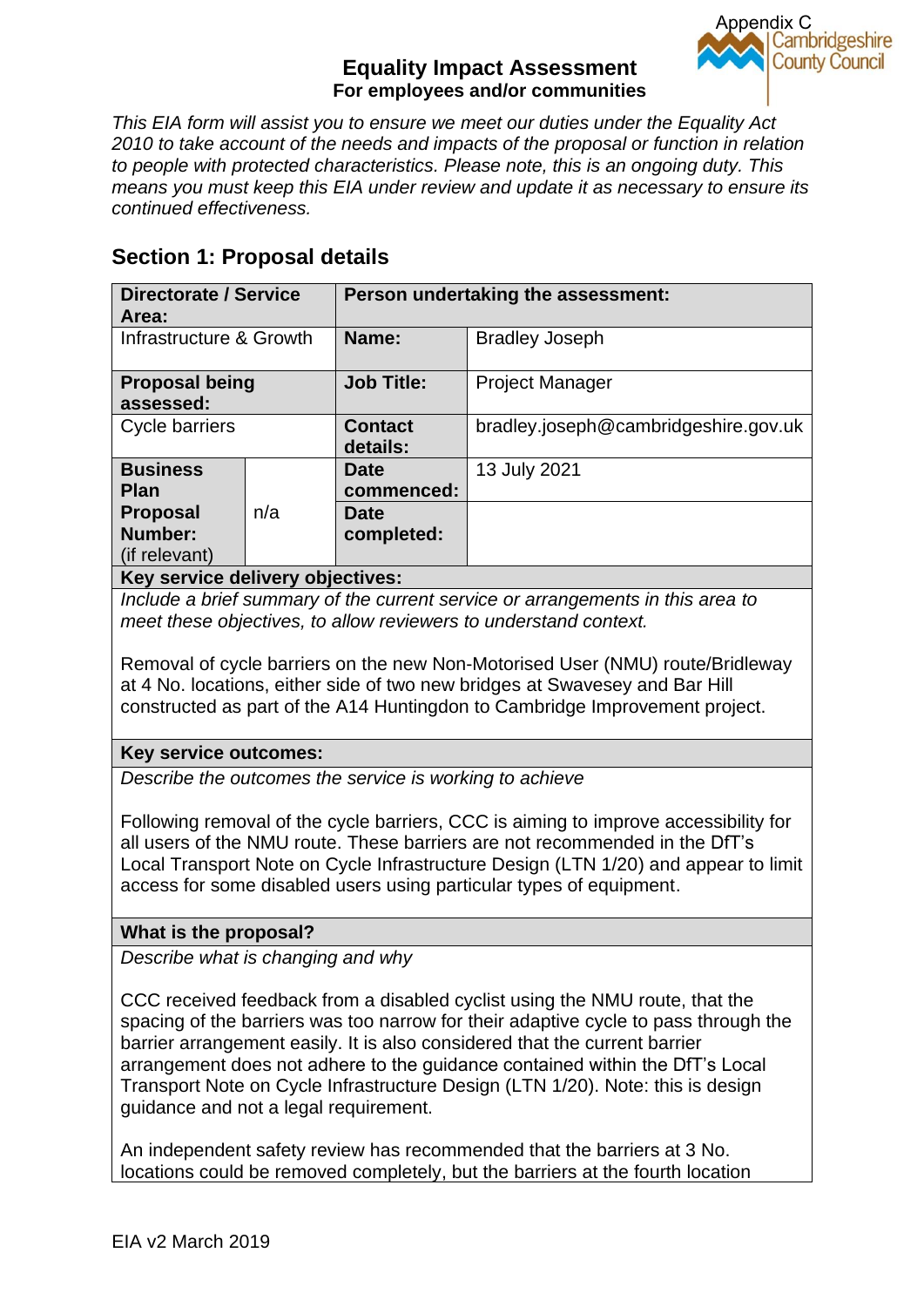Appendix C

Cambridgeshire County Council

# Equality Impact Assessment

**For employees and/or communities**

*This EIA form will assist you to ensure we meet our duties under the Equality Act 2010 to take account of the needs and impacts of the proposal or function in relation to people with protected characteristics. Please note, this is an ongoing duty. This means you must keep this EIA under review and update it as necessary to ensure its continued effectiveness.*

## Section 1: Proposal details

| **Directorate / Service Area:** | | **Person undertaking the assessment:** | |
|---|---|---|---|
| Infrastructure & Growth | | **Name:** | Bradley Joseph |
| **Proposal being assessed:** | | **Job Title:** | Project Manager |
| Cycle barriers | | **Contact details:** | bradley.joseph@cambridgeshire.gov.uk |
| **Business Plan Proposal Number:** (if relevant) | n/a | **Date commenced:** | 13 July 2021 |
| | | **Date completed:** | |

**Key service delivery objectives:**

*Include a brief summary of the current service or arrangements in this area to meet these objectives, to allow reviewers to understand context.*

Removal of cycle barriers on the new Non-Motorised User (NMU) route/Bridleway at 4 No. locations, either side of two new bridges at Swavesey and Bar Hill constructed as part of the A14 Huntingdon to Cambridge Improvement project.

**Key service outcomes:**

*Describe the outcomes the service is working to achieve*

Following removal of the cycle barriers, CCC is aiming to improve accessibility for all users of the NMU route. These barriers are not recommended in the DfT's Local Transport Note on Cycle Infrastructure Design (LTN 1/20) and appear to limit access for some disabled users using particular types of equipment.

**What is the proposal?**

*Describe what is changing and why*

CCC received feedback from a disabled cyclist using the NMU route, that the spacing of the barriers was too narrow for their adaptive cycle to pass through the barrier arrangement easily. It is also considered that the current barrier arrangement does not adhere to the guidance contained within the DfT's Local Transport Note on Cycle Infrastructure Design (LTN 1/20). Note: this is design guidance and not a legal requirement.

An independent safety review has recommended that the barriers at 3 No. locations could be removed completely, but the barriers at the fourth location

EIA v2 March 2019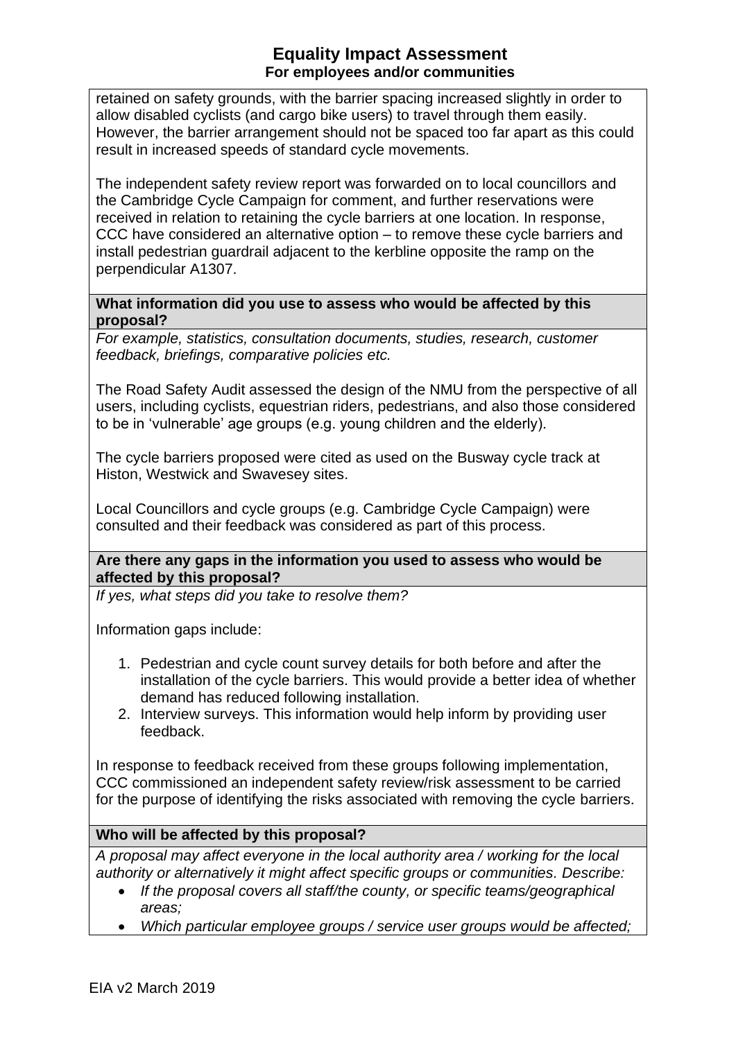retained on safety grounds, with the barrier spacing increased slightly in order to allow disabled cyclists (and cargo bike users) to travel through them easily. However, the barrier arrangement should not be spaced too far apart as this could result in increased speeds of standard cycle movements.

The independent safety review report was forwarded on to local councillors and the Cambridge Cycle Campaign for comment, and further reservations were received in relation to retaining the cycle barriers at one location. In response, CCC have considered an alternative option – to remove these cycle barriers and install pedestrian guardrail adjacent to the kerbline opposite the ramp on the perpendicular A1307.

**What information did you use to assess who would be affected by this proposal?**

*For example, statistics, consultation documents, studies, research, customer feedback, briefings, comparative policies etc.*

The Road Safety Audit assessed the design of the NMU from the perspective of all users, including cyclists, equestrian riders, pedestrians, and also those considered to be in 'vulnerable' age groups (e.g. young children and the elderly).

The cycle barriers proposed were cited as used on the Busway cycle track at Histon, Westwick and Swavesey sites.

Local Councillors and cycle groups (e.g. Cambridge Cycle Campaign) were consulted and their feedback was considered as part of this process.

**Are there any gaps in the information you used to assess who would be affected by this proposal?**

*If yes, what steps did you take to resolve them?*

Information gaps include:

1. Pedestrian and cycle count survey details for both before and after the installation of the cycle barriers. This would provide a better idea of whether demand has reduced following installation.
2. Interview surveys. This information would help inform by providing user feedback.

In response to feedback received from these groups following implementation, CCC commissioned an independent safety review/risk assessment to be carried for the purpose of identifying the risks associated with removing the cycle barriers.

**Who will be affected by this proposal?**

*A proposal may affect everyone in the local authority area / working for the local authority or alternatively it might affect specific groups or communities. Describe:*

- *If the proposal covers all staff/the county, or specific teams/geographical areas;*
- *Which particular employee groups / service user groups would be affected;*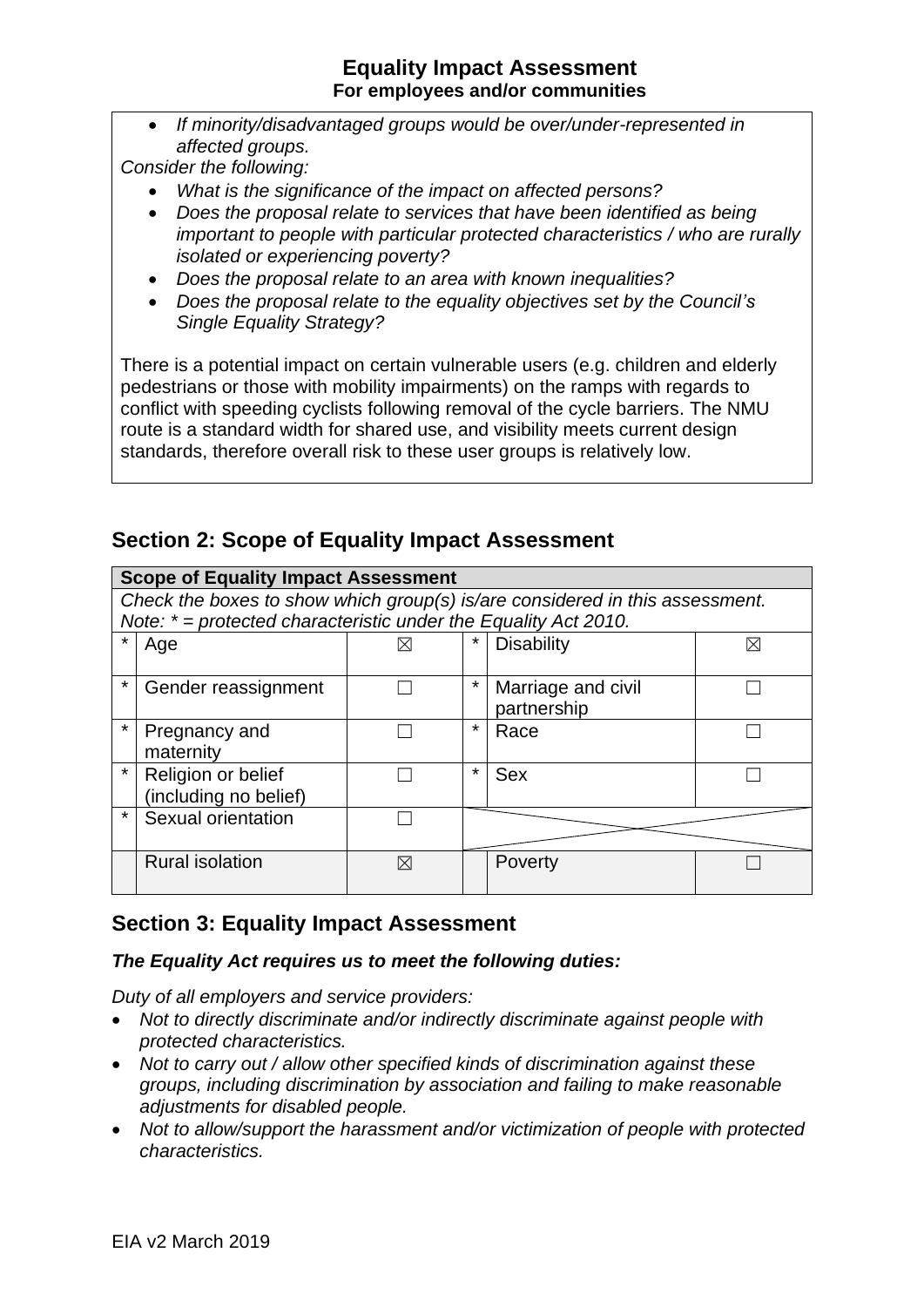- *If minority/disadvantaged groups would be over/under-represented in affected groups.*

*Consider the following:*

- *What is the significance of the impact on affected persons?*
- *Does the proposal relate to services that have been identified as being important to people with particular protected characteristics / who are rurally isolated or experiencing poverty?*
- *Does the proposal relate to an area with known inequalities?*
- *Does the proposal relate to the equality objectives set by the Council's Single Equality Strategy?*

There is a potential impact on certain vulnerable users (e.g. children and elderly pedestrians or those with mobility impairments) on the ramps with regards to conflict with speeding cyclists following removal of the cycle barriers. The NMU route is a standard width for shared use, and visibility meets current design standards, therefore overall risk to these user groups is relatively low.

## Section 2: Scope of Equality Impact Assessment

| **Scope of Equality Impact Assessment** | | | | | |
|---|---|---|---|---|---|
| *Check the boxes to show which group(s) is/are considered in this assessment. Note: * = protected characteristic under the Equality Act 2010.* | | | | | |
| * | Age | ☒ | * | Disability | ☒ |
| * | Gender reassignment | ☐ | * | Marriage and civil partnership | ☐ |
| * | Pregnancy and maternity | ☐ | * | Race | ☐ |
| * | Religion or belief (including no belief) | ☐ | * | Sex | ☐ |
| * | Sexual orientation | ☐ | | | |
| | Rural isolation | ☒ | | Poverty | ☐ |

## Section 3: Equality Impact Assessment

***The Equality Act requires us to meet the following duties:***

*Duty of all employers and service providers:*

- *Not to directly discriminate and/or indirectly discriminate against people with protected characteristics.*
- *Not to carry out / allow other specified kinds of discrimination against these groups, including discrimination by association and failing to make reasonable adjustments for disabled people.*
- *Not to allow/support the harassment and/or victimization of people with protected characteristics.*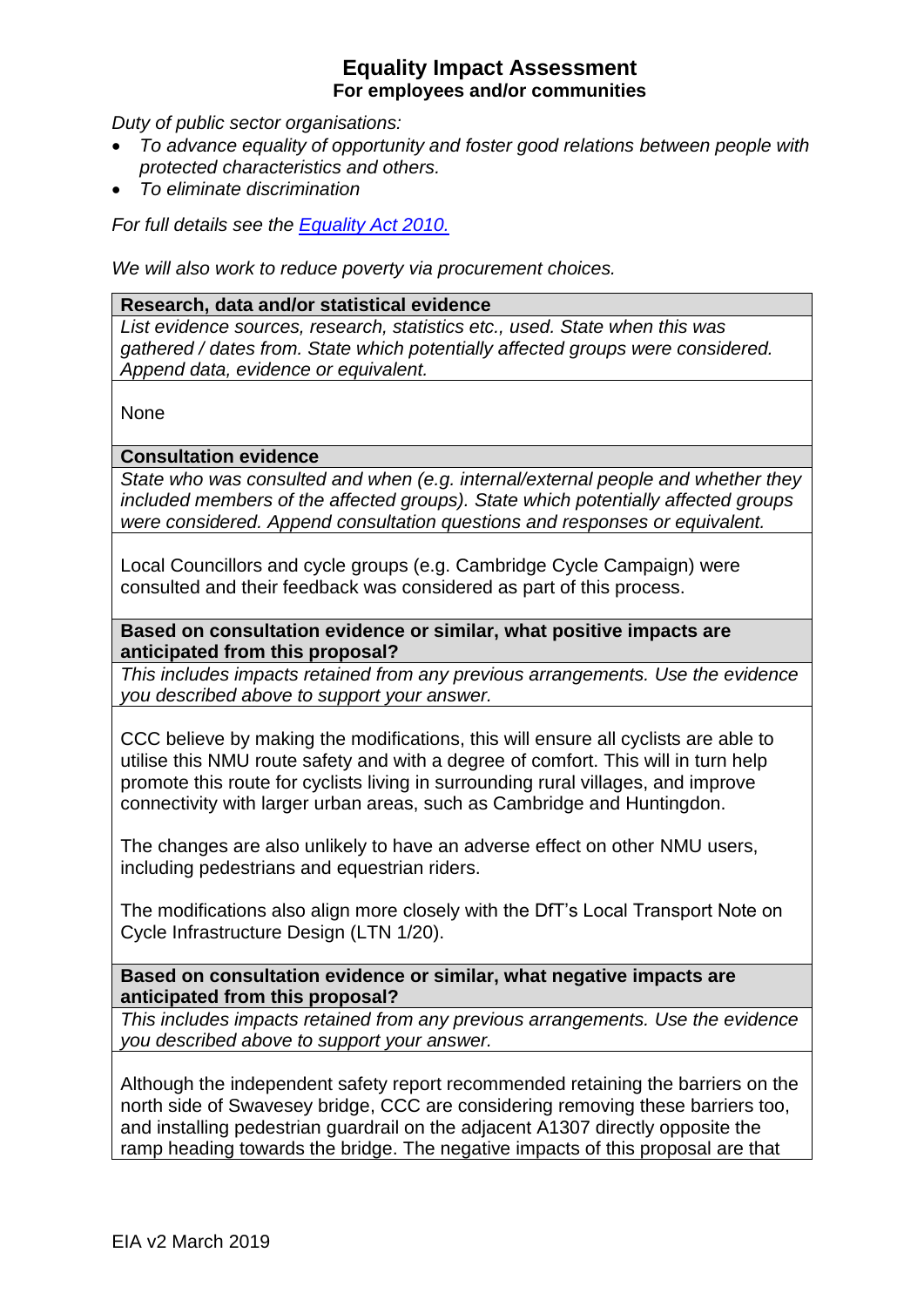# Equality Impact Assessment

## For employees and/or communities

*Duty of public sector organisations:*

- *To advance equality of opportunity and foster good relations between people with protected characteristics and others.*
- *To eliminate discrimination*

*For full details see the [Equality Act 2010.](#)*

*We will also work to reduce poverty via procurement choices.*

| **Research, data and/or statistical evidence** |
|---|
| *List evidence sources, research, statistics etc., used. State when this was gathered / dates from. State which potentially affected groups were considered. Append data, evidence or equivalent.* |
| None |
| **Consultation evidence** |
| *State who was consulted and when (e.g. internal/external people and whether they included members of the affected groups). State which potentially affected groups were considered. Append consultation questions and responses or equivalent.* |
| Local Councillors and cycle groups (e.g. Cambridge Cycle Campaign) were consulted and their feedback was considered as part of this process. |
| **Based on consultation evidence or similar, what positive impacts are anticipated from this proposal?** |
| *This includes impacts retained from any previous arrangements. Use the evidence you described above to support your answer.* |
| CCC believe by making the modifications, this will ensure all cyclists are able to utilise this NMU route safety and with a degree of comfort. This will in turn help promote this route for cyclists living in surrounding rural villages, and improve connectivity with larger urban areas, such as Cambridge and Huntingdon.<br><br>The changes are also unlikely to have an adverse effect on other NMU users, including pedestrians and equestrian riders.<br><br>The modifications also align more closely with the DfT's Local Transport Note on Cycle Infrastructure Design (LTN 1/20). |
| **Based on consultation evidence or similar, what negative impacts are anticipated from this proposal?** |
| *This includes impacts retained from any previous arrangements. Use the evidence you described above to support your answer.* |
| Although the independent safety report recommended retaining the barriers on the north side of Swavesey bridge, CCC are considering removing these barriers too, and installing pedestrian guardrail on the adjacent A1307 directly opposite the ramp heading towards the bridge. The negative impacts of this proposal are that |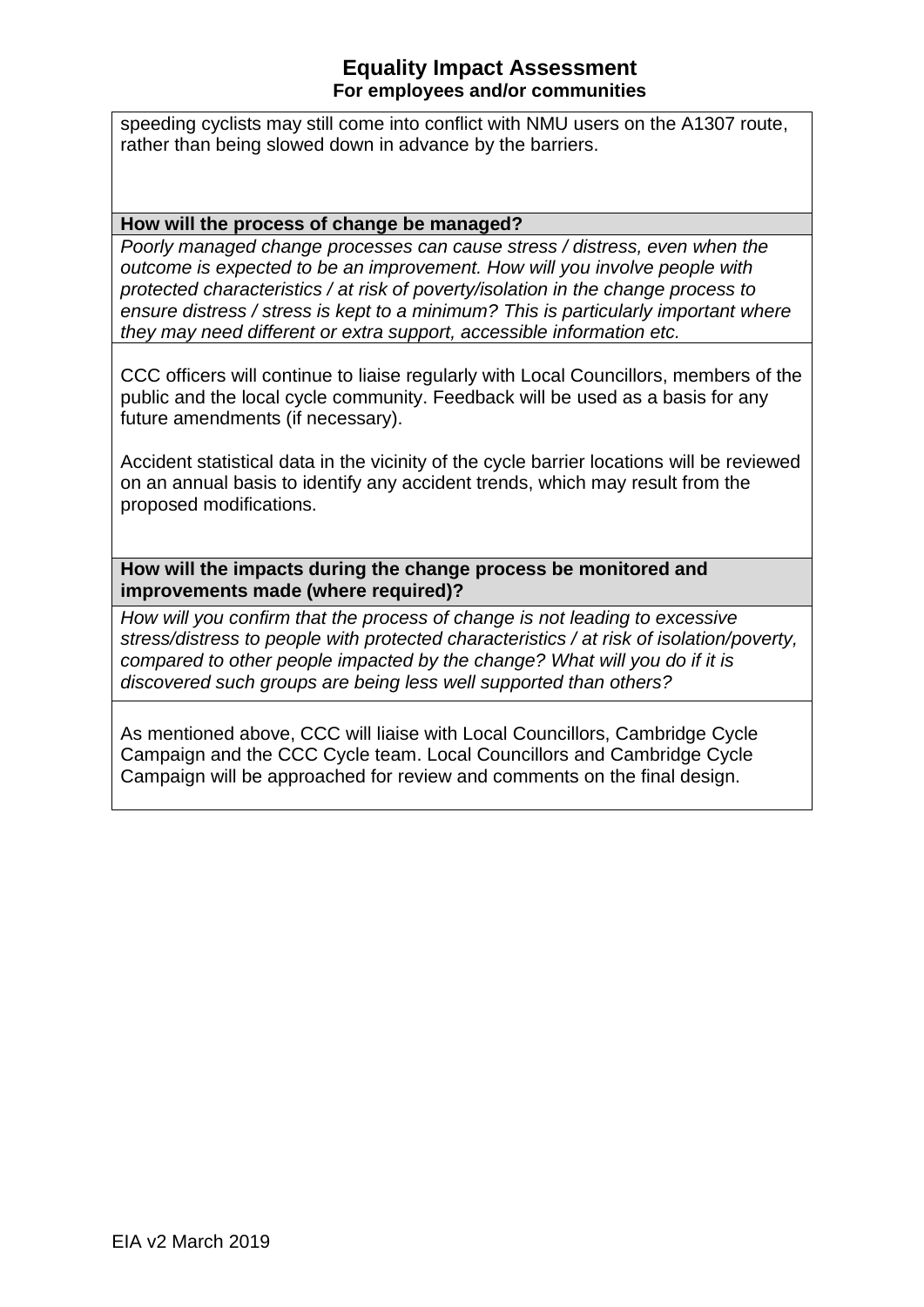speeding cyclists may still come into conflict with NMU users on the A1307 route, rather than being slowed down in advance by the barriers.

**How will the process of change be managed?**

*Poorly managed change processes can cause stress / distress, even when the outcome is expected to be an improvement. How will you involve people with protected characteristics / at risk of poverty/isolation in the change process to ensure distress / stress is kept to a minimum? This is particularly important where they may need different or extra support, accessible information etc.*

CCC officers will continue to liaise regularly with Local Councillors, members of the public and the local cycle community. Feedback will be used as a basis for any future amendments (if necessary).

Accident statistical data in the vicinity of the cycle barrier locations will be reviewed on an annual basis to identify any accident trends, which may result from the proposed modifications.

**How will the impacts during the change process be monitored and improvements made (where required)?**

*How will you confirm that the process of change is not leading to excessive stress/distress to people with protected characteristics / at risk of isolation/poverty, compared to other people impacted by the change? What will you do if it is discovered such groups are being less well supported than others?*

As mentioned above, CCC will liaise with Local Councillors, Cambridge Cycle Campaign and the CCC Cycle team. Local Councillors and Cambridge Cycle Campaign will be approached for review and comments on the final design.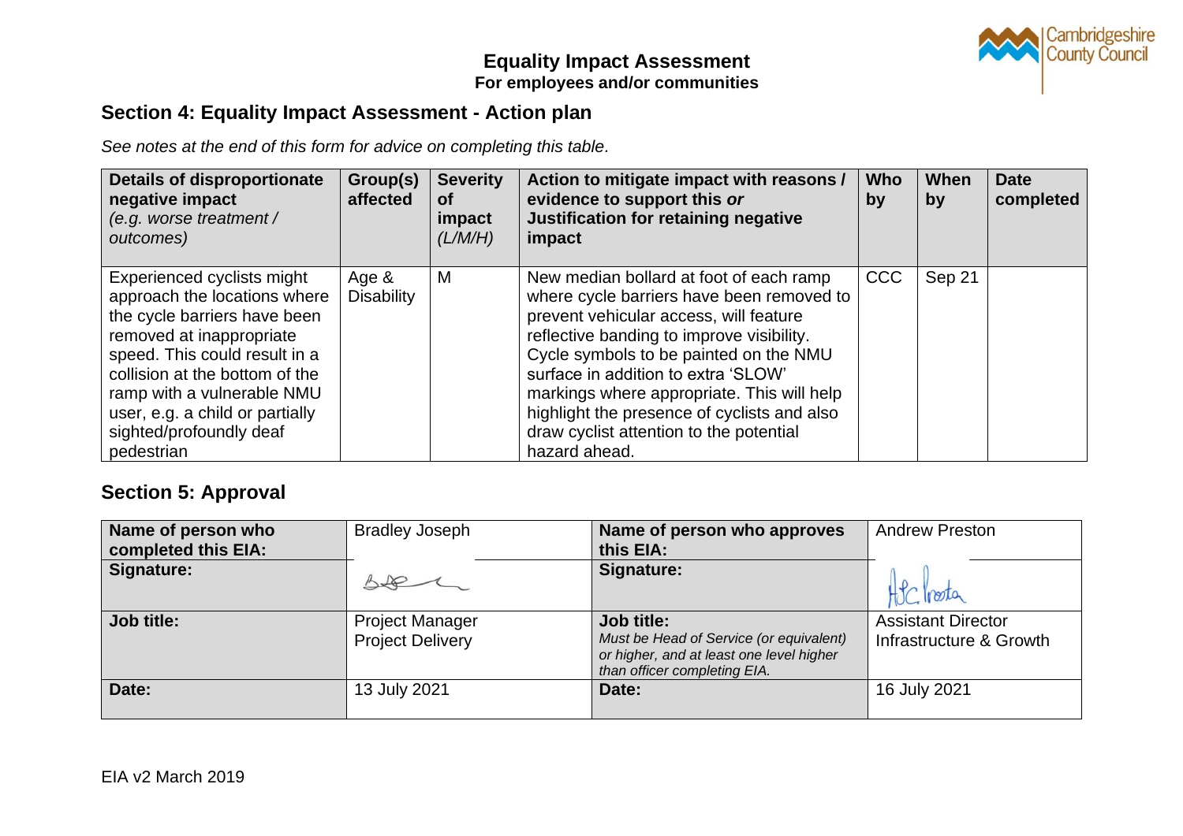# Equality Impact Assessment

**For employees and/or communities**

## Section 4: Equality Impact Assessment - Action plan

*See notes at the end of this form for advice on completing this table.*

| **Details of disproportionate negative impact** *(e.g. worse treatment / outcomes)* | **Group(s) affected** | **Severity of impact** *(L/M/H)* | **Action to mitigate impact with reasons / evidence to support this** ***or*** **Justification for retaining negative impact** | **Who by** | **When by** | **Date completed** |
|---|---|---|---|---|---|---|
| Experienced cyclists might approach the locations where the cycle barriers have been removed at inappropriate speed. This could result in a collision at the bottom of the ramp with a vulnerable NMU user, e.g. a child or partially sighted/profoundly deaf pedestrian | Age & Disability | M | New median bollard at foot of each ramp where cycle barriers have been removed to prevent vehicular access, will feature reflective banding to improve visibility. Cycle symbols to be painted on the NMU surface in addition to extra 'SLOW' markings where appropriate. This will help highlight the presence of cyclists and also draw cyclist attention to the potential hazard ahead. | CCC | Sep 21 | |

## Section 5: Approval

| **Name of person who completed this EIA:** | Bradley Joseph | **Name of person who approves this EIA:** | Andrew Preston |
|---|---|---|---|
| **Signature:** | [signature] | **Signature:** | [signature] |
| **Job title:** | Project Manager<br>Project Delivery | **Job title:**<br>*Must be Head of Service (or equivalent) or higher, and at least one level higher than officer completing EIA.* | Assistant Director<br>Infrastructure & Growth |
| **Date:** | 13 July 2021 | **Date:** | 16 July 2021 |

EIA v2 March 2019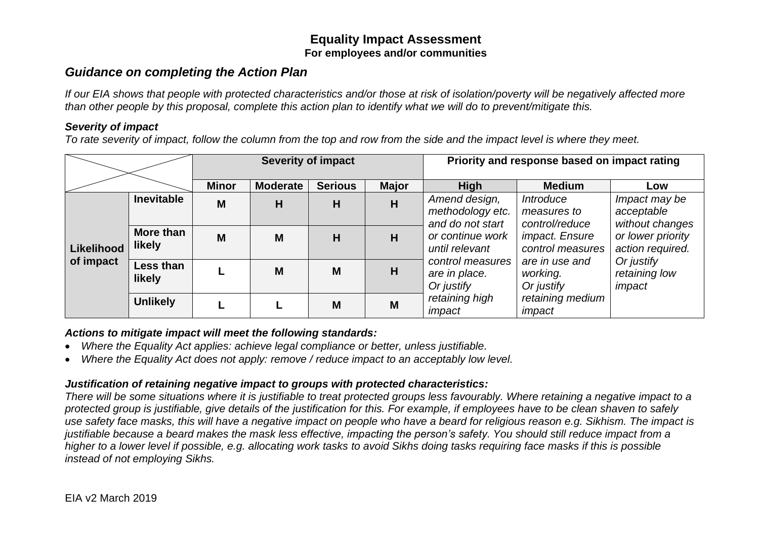# Equality Impact Assessment

**For employees and/or communities**

## *Guidance on completing the Action Plan*

*If our EIA shows that people with protected characteristics and/or those at risk of isolation/poverty will be negatively affected more than other people by this proposal, complete this action plan to identify what we will do to prevent/mitigate this.*

***Severity of impact***

*To rate severity of impact, follow the column from the top and row from the side and the impact level is where they meet.*

| | | Severity of impact | | | | Priority and response based on impact rating | | |
|---|---|---|---|---|---|---|---|---|
| | | **Minor** | **Moderate** | **Serious** | **Major** | **High** | **Medium** | **Low** |
| **Likelihood of impact** | **Inevitable** | **M** | **H** | **H** | **H** | *Amend design, methodology etc. and do not start or continue work until relevant control measures are in place. Or justify retaining high impact* | *Introduce measures to control/reduce impact. Ensure control measures are in use and working. Or justify retaining medium impact* | *Impact may be acceptable without changes or lower priority action required. Or justify retaining low impact* |
| | **More than likely** | **M** | **M** | **H** | **H** | | | |
| | **Less than likely** | **L** | **M** | **M** | **H** | | | |
| | **Unlikely** | **L** | **L** | **M** | **M** | | | |

***Actions to mitigate impact will meet the following standards:***

- *Where the Equality Act applies: achieve legal compliance or better, unless justifiable.*
- *Where the Equality Act does not apply: remove / reduce impact to an acceptably low level.*

***Justification of retaining negative impact to groups with protected characteristics:***

*There will be some situations where it is justifiable to treat protected groups less favourably. Where retaining a negative impact to a protected group is justifiable, give details of the justification for this. For example, if employees have to be clean shaven to safely use safety face masks, this will have a negative impact on people who have a beard for religious reason e.g. Sikhism. The impact is justifiable because a beard makes the mask less effective, impacting the person's safety. You should still reduce impact from a higher to a lower level if possible, e.g. allocating work tasks to avoid Sikhs doing tasks requiring face masks if this is possible instead of not employing Sikhs.*

EIA v2 March 2019